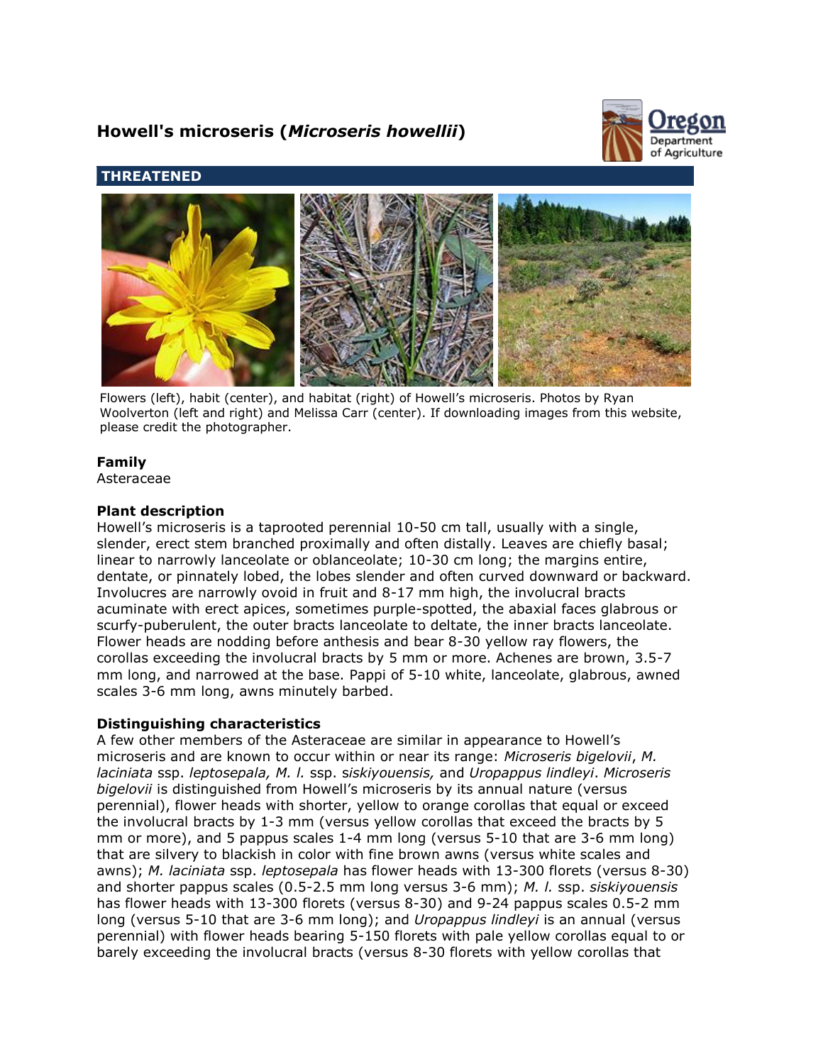# Howell's microseris (*Microseris howellii*)

**THREATENED**

Flowers (left), habit (center), and habitat (right) of Howell's microseris. Photos by Ryan Woolverton (left and right) and Melissa Carr (center). If downloading images from this website, please credit the photographer.

### Family

Asteraceae

### Plant description

Howell's microseris is a taprooted perennial 10-50 cm tall, usually with a single, slender, erect stem branched proximally and often distally. Leaves are chiefly basal; linear to narrowly lanceolate or oblanceolate; 10-30 cm long; the margins entire, dentate, or pinnately lobed, the lobes slender and often curved downward or backward. Involucres are narrowly ovoid in fruit and 8-17 mm high, the involucral bracts acuminate with erect apices, sometimes purple-spotted, the abaxial faces glabrous or scurfy-puberulent, the outer bracts lanceolate to deltate, the inner bracts lanceolate. Flower heads are nodding before anthesis and bear 8-30 yellow ray flowers, the corollas exceeding the involucral bracts by 5 mm or more. Achenes are brown, 3.5-7 mm long, and narrowed at the base. Pappi of 5-10 white, lanceolate, glabrous, awned scales 3-6 mm long, awns minutely barbed.

### Distinguishing characteristics

A few other members of the Asteraceae are similar in appearance to Howell's microseris and are known to occur within or near its range: *Microseris bigelovii*, *M. laciniata* ssp. *leptosepala, M. l.* ssp. *siskiyouensis,* and *Uropappus lindleyi*. *Microseris bigelovii* is distinguished from Howell's microseris by its annual nature (versus perennial), flower heads with shorter, yellow to orange corollas that equal or exceed the involucral bracts by 1-3 mm (versus yellow corollas that exceed the bracts by 5 mm or more), and 5 pappus scales 1-4 mm long (versus 5-10 that are 3-6 mm long) that are silvery to blackish in color with fine brown awns (versus white scales and awns); *M. laciniata* ssp. *leptosepala* has flower heads with 13-300 florets (versus 8-30) and shorter pappus scales (0.5-2.5 mm long versus 3-6 mm); *M. l.* ssp. *siskiyouensis* has flower heads with 13-300 florets (versus 8-30) and 9-24 pappus scales 0.5-2 mm long (versus 5-10 that are 3-6 mm long); and *Uropappus lindleyi* is an annual (versus perennial) with flower heads bearing 5-150 florets with pale yellow corollas equal to or barely exceeding the involucral bracts (versus 8-30 florets with yellow corollas that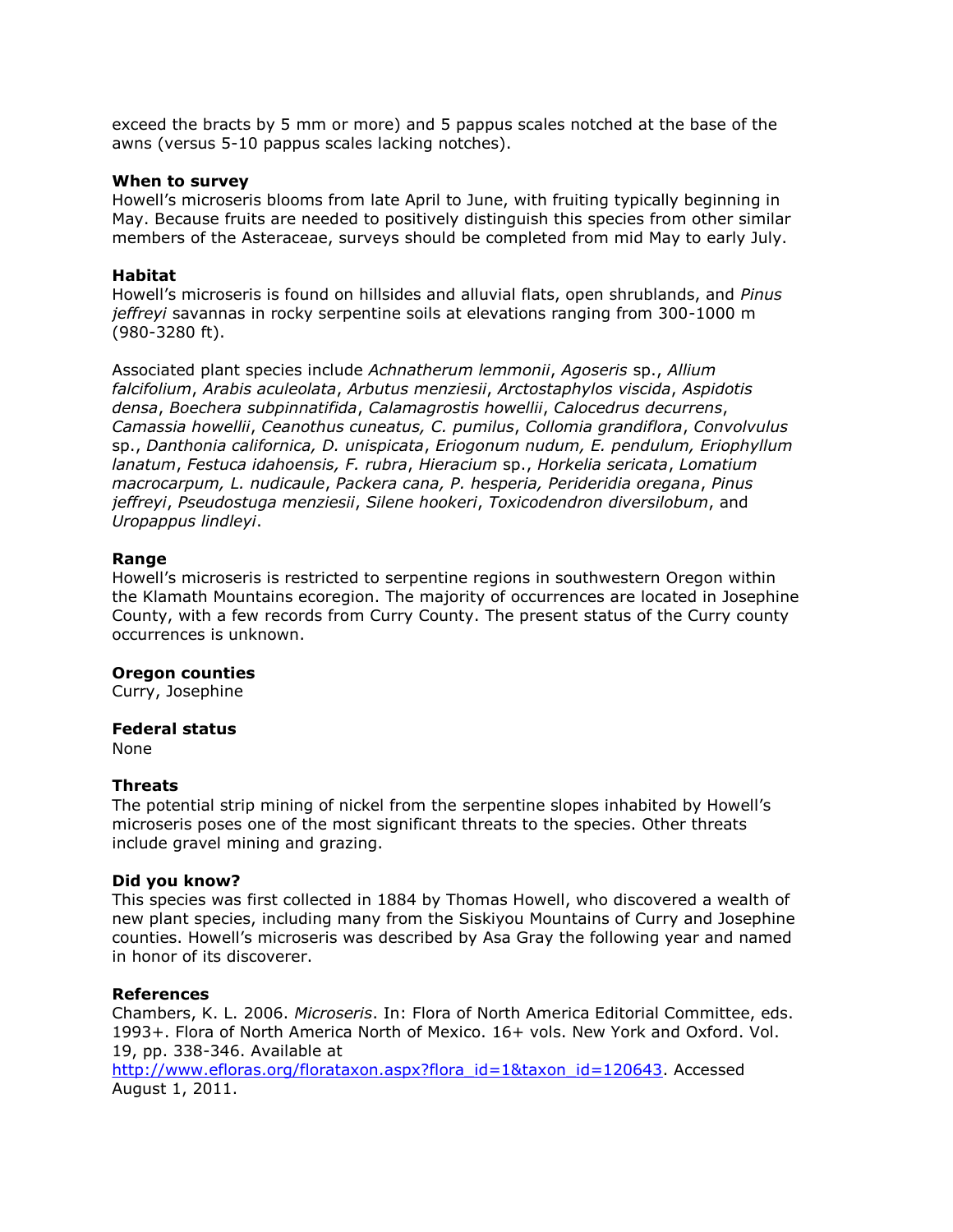exceed the bracts by 5 mm or more) and 5 pappus scales notched at the base of the awns (versus 5-10 pappus scales lacking notches).

**When to survey**
Howell's microseris blooms from late April to June, with fruiting typically beginning in May. Because fruits are needed to positively distinguish this species from other similar members of the Asteraceae, surveys should be completed from mid May to early July.

**Habitat**
Howell's microseris is found on hillsides and alluvial flats, open shrublands, and *Pinus jeffreyi* savannas in rocky serpentine soils at elevations ranging from 300-1000 m (980-3280 ft).

Associated plant species include *Achnatherum lemmonii*, *Agoseris* sp., *Allium falcifolium*, *Arabis aculeolata*, *Arbutus menziesii*, *Arctostaphylos viscida*, *Aspidotis densa*, *Boechera subpinnatifida*, *Calamagrostis howellii*, *Calocedrus decurrens*, *Camassia howellii*, *Ceanothus cuneatus, C. pumilus*, *Collomia grandiflora*, *Convolvulus* sp., *Danthonia californica, D. unispicata*, *Eriogonum nudum, E. pendulum, Eriophyllum lanatum*, *Festuca idahoensis, F. rubra*, *Hieracium* sp., *Horkelia sericata*, *Lomatium macrocarpum, L. nudicaule*, *Packera cana, P. hesperia, Perideridia oregana*, *Pinus jeffreyi*, *Pseudostuga menziesii*, *Silene hookeri*, *Toxicodendron diversilobum*, and *Uropappus lindleyi*.

**Range**
Howell's microseris is restricted to serpentine regions in southwestern Oregon within the Klamath Mountains ecoregion. The majority of occurrences are located in Josephine County, with a few records from Curry County. The present status of the Curry county occurrences is unknown.

**Oregon counties**
Curry, Josephine

**Federal status**
None

**Threats**
The potential strip mining of nickel from the serpentine slopes inhabited by Howell's microseris poses one of the most significant threats to the species. Other threats include gravel mining and grazing.

**Did you know?**
This species was first collected in 1884 by Thomas Howell, who discovered a wealth of new plant species, including many from the Siskiyou Mountains of Curry and Josephine counties. Howell's microseris was described by Asa Gray the following year and named in honor of its discoverer.

**References**
Chambers, K. L. 2006. *Microseris*. In: Flora of North America Editorial Committee, eds. 1993+. Flora of North America North of Mexico. 16+ vols. New York and Oxford. Vol. 19, pp. 338-346. Available at http://www.efloras.org/florataxon.aspx?flora_id=1&taxon_id=120643. Accessed August 1, 2011.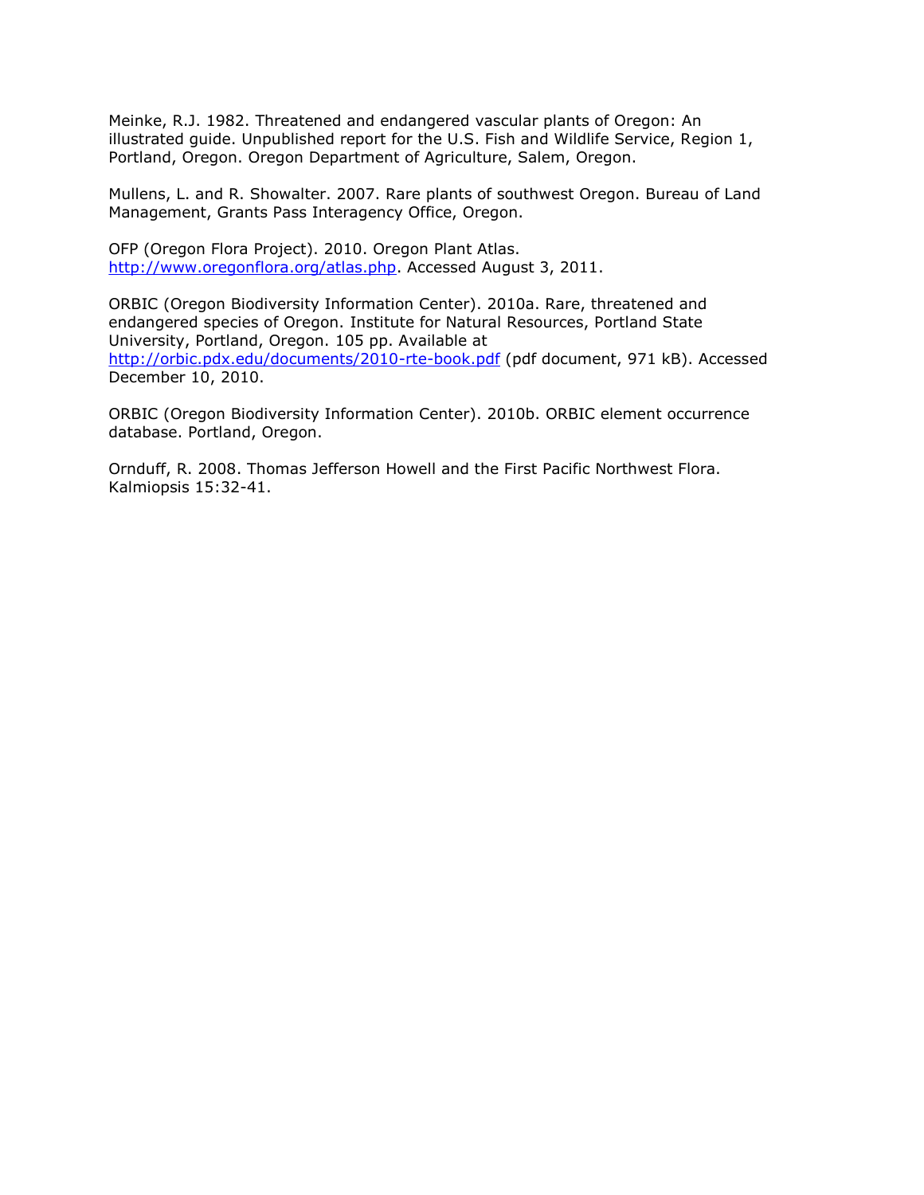Meinke, R.J. 1982. Threatened and endangered vascular plants of Oregon: An illustrated guide. Unpublished report for the U.S. Fish and Wildlife Service, Region 1, Portland, Oregon. Oregon Department of Agriculture, Salem, Oregon.

Mullens, L. and R. Showalter. 2007. Rare plants of southwest Oregon. Bureau of Land Management, Grants Pass Interagency Office, Oregon.

OFP (Oregon Flora Project). 2010. Oregon Plant Atlas. http://www.oregonflora.org/atlas.php. Accessed August 3, 2011.

ORBIC (Oregon Biodiversity Information Center). 2010a. Rare, threatened and endangered species of Oregon. Institute for Natural Resources, Portland State University, Portland, Oregon. 105 pp. Available at http://orbic.pdx.edu/documents/2010-rte-book.pdf (pdf document, 971 kB). Accessed December 10, 2010.

ORBIC (Oregon Biodiversity Information Center). 2010b. ORBIC element occurrence database. Portland, Oregon.

Ornduff, R. 2008. Thomas Jefferson Howell and the First Pacific Northwest Flora. Kalmiopsis 15:32-41.